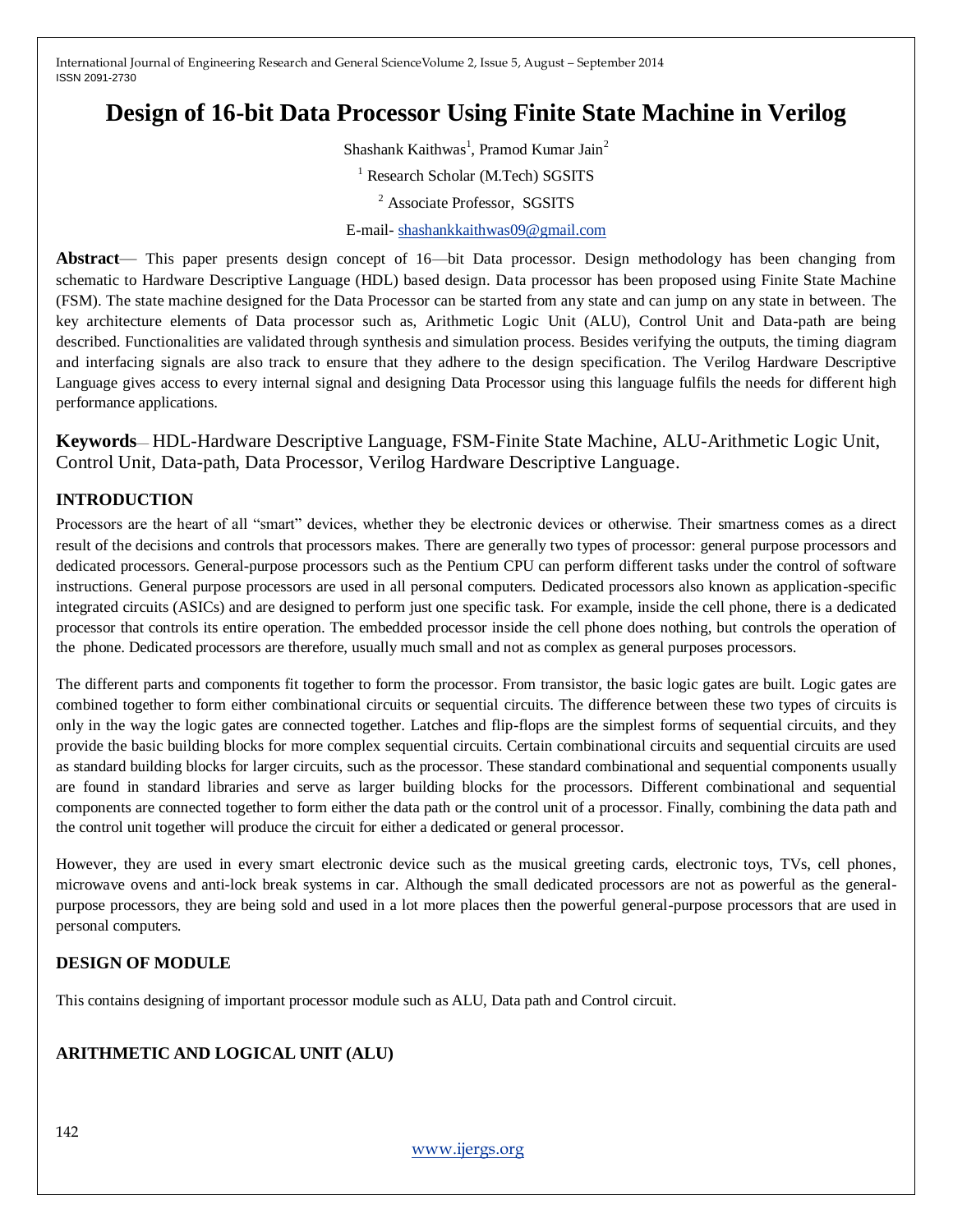# Design of 16-bit Data Processor Using Finite State Machine in Verilog

Shashank Kaithwas[1], Pramod Kumar Jain[2]

[1] Research Scholar (M.Tech) SGSITS

[2] Associate Professor, SGSITS

E-mail- shashankkaithwas09@gmail.com

**Abstract**— This paper presents design concept of 16—bit Data processor. Design methodology has been changing from schematic to Hardware Descriptive Language (HDL) based design. Data processor has been proposed using Finite State Machine (FSM). The state machine designed for the Data Processor can be started from any state and can jump on any state in between. The key architecture elements of Data processor such as, Arithmetic Logic Unit (ALU), Control Unit and Data-path are being described. Functionalities are validated through synthesis and simulation process. Besides verifying the outputs, the timing diagram and interfacing signals are also track to ensure that they adhere to the design specification. The Verilog Hardware Descriptive Language gives access to every internal signal and designing Data Processor using this language fulfils the needs for different high performance applications.

**Keywords**— HDL-Hardware Descriptive Language, FSM-Finite State Machine, ALU-Arithmetic Logic Unit, Control Unit, Data-path, Data Processor, Verilog Hardware Descriptive Language.

## INTRODUCTION

Processors are the heart of all "smart" devices, whether they be electronic devices or otherwise. Their smartness comes as a direct result of the decisions and controls that processors makes. There are generally two types of processor: general purpose processors and dedicated processors. General-purpose processors such as the Pentium CPU can perform different tasks under the control of software instructions. General purpose processors are used in all personal computers. Dedicated processors also known as application-specific integrated circuits (ASICs) and are designed to perform just one specific task. For example, inside the cell phone, there is a dedicated processor that controls its entire operation. The embedded processor inside the cell phone does nothing, but controls the operation of the phone. Dedicated processors are therefore, usually much small and not as complex as general purposes processors.

The different parts and components fit together to form the processor. From transistor, the basic logic gates are built. Logic gates are combined together to form either combinational circuits or sequential circuits. The difference between these two types of circuits is only in the way the logic gates are connected together. Latches and flip-flops are the simplest forms of sequential circuits, and they provide the basic building blocks for more complex sequential circuits. Certain combinational circuits and sequential circuits are used as standard building blocks for larger circuits, such as the processor. These standard combinational and sequential components usually are found in standard libraries and serve as larger building blocks for the processors. Different combinational and sequential components are connected together to form either the data path or the control unit of a processor. Finally, combining the data path and the control unit together will produce the circuit for either a dedicated or general processor.

However, they are used in every smart electronic device such as the musical greeting cards, electronic toys, TVs, cell phones, microwave ovens and anti-lock break systems in car. Although the small dedicated processors are not as powerful as the general-purpose processors, they are being sold and used in a lot more places then the powerful general-purpose processors that are used in personal computers.

## DESIGN OF MODULE

This contains designing of important processor module such as ALU, Data path and Control circuit.

## ARITHMETIC AND LOGICAL UNIT (ALU)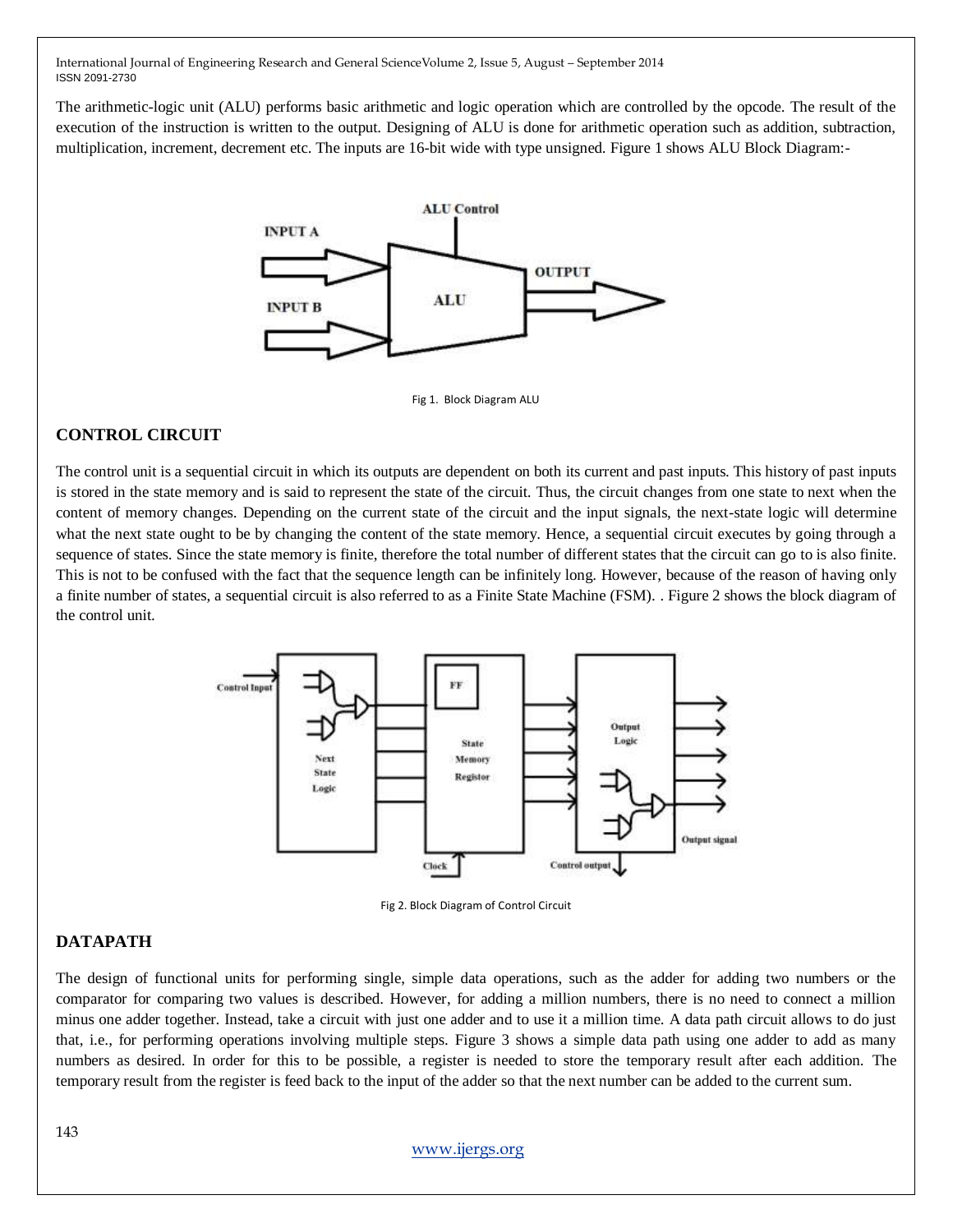The arithmetic-logic unit (ALU) performs basic arithmetic and logic operation which are controlled by the opcode. The result of the execution of the instruction is written to the output. Designing of ALU is done for arithmetic operation such as addition, subtraction, multiplication, increment, decrement etc. The inputs are 16-bit wide with type unsigned. Figure 1 shows ALU Block Diagram:-

Fig 1. Block Diagram ALU

## CONTROL CIRCUIT

The control unit is a sequential circuit in which its outputs are dependent on both its current and past inputs. This history of past inputs is stored in the state memory and is said to represent the state of the circuit. Thus, the circuit changes from one state to next when the content of memory changes. Depending on the current state of the circuit and the input signals, the next-state logic will determine what the next state ought to be by changing the content of the state memory. Hence, a sequential circuit executes by going through a sequence of states. Since the state memory is finite, therefore the total number of different states that the circuit can go to is also finite. This is not to be confused with the fact that the sequence length can be infinitely long. However, because of the reason of having only a finite number of states, a sequential circuit is also referred to as a Finite State Machine (FSM). . Figure 2 shows the block diagram of the control unit.

Fig 2. Block Diagram of Control Circuit

## DATAPATH

The design of functional units for performing single, simple data operations, such as the adder for adding two numbers or the comparator for comparing two values is described. However, for adding a million numbers, there is no need to connect a million minus one adder together. Instead, take a circuit with just one adder and to use it a million time. A data path circuit allows to do just that, i.e., for performing operations involving multiple steps. Figure 3 shows a simple data path using one adder to add as many numbers as desired. In order for this to be possible, a register is needed to store the temporary result after each addition. The temporary result from the register is feed back to the input of the adder so that the next number can be added to the current sum.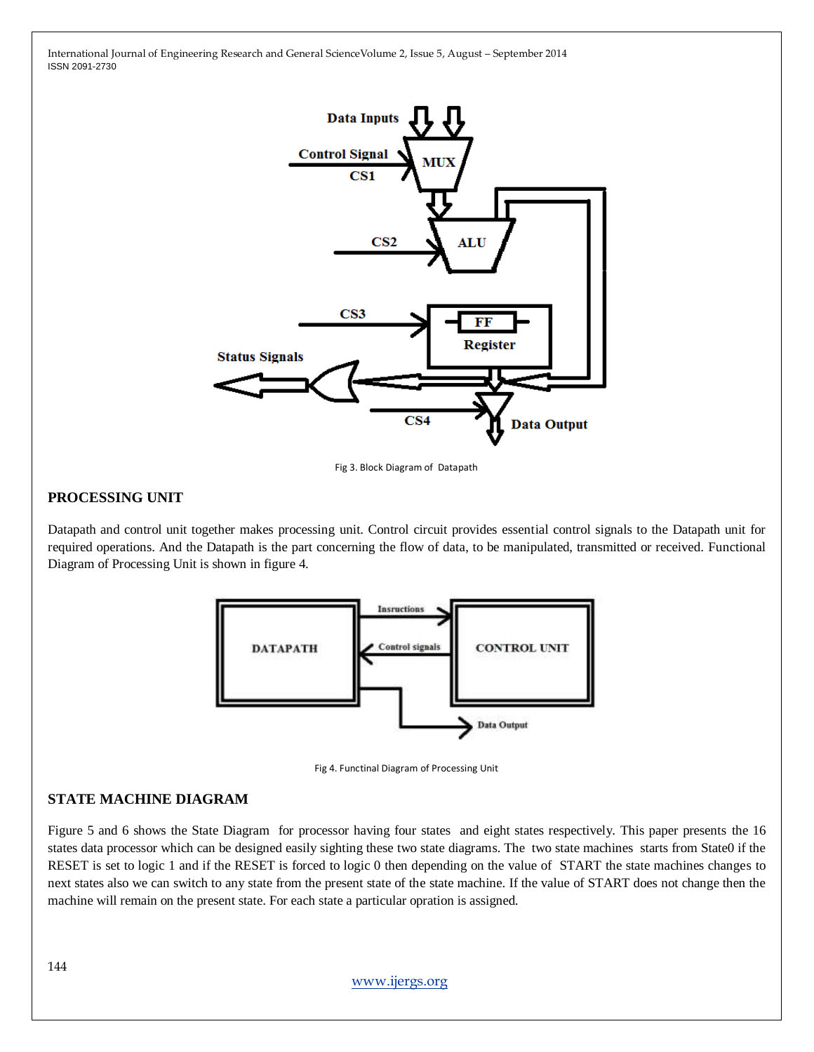Fig 3. Block Diagram of Datapath

## PROCESSING UNIT

Datapath and control unit together makes processing unit. Control circuit provides essential control signals to the Datapath unit for required operations. And the Datapath is the part concerning the flow of data, to be manipulated, transmitted or received. Functional Diagram of Processing Unit is shown in figure 4.

Fig 4. Functinal Diagram of Processing Unit

## STATE MACHINE DIAGRAM

Figure 5 and 6 shows the State Diagram for processor having four states and eight states respectively. This paper presents the 16 states data processor which can be designed easily sighting these two state diagrams. The two state machines starts from State0 if the RESET is set to logic 1 and if the RESET is forced to logic 0 then depending on the value of START the state machines changes to next states also we can switch to any state from the present state of the state machine. If the value of START does not change then the machine will remain on the present state. For each state a particular opration is assigned.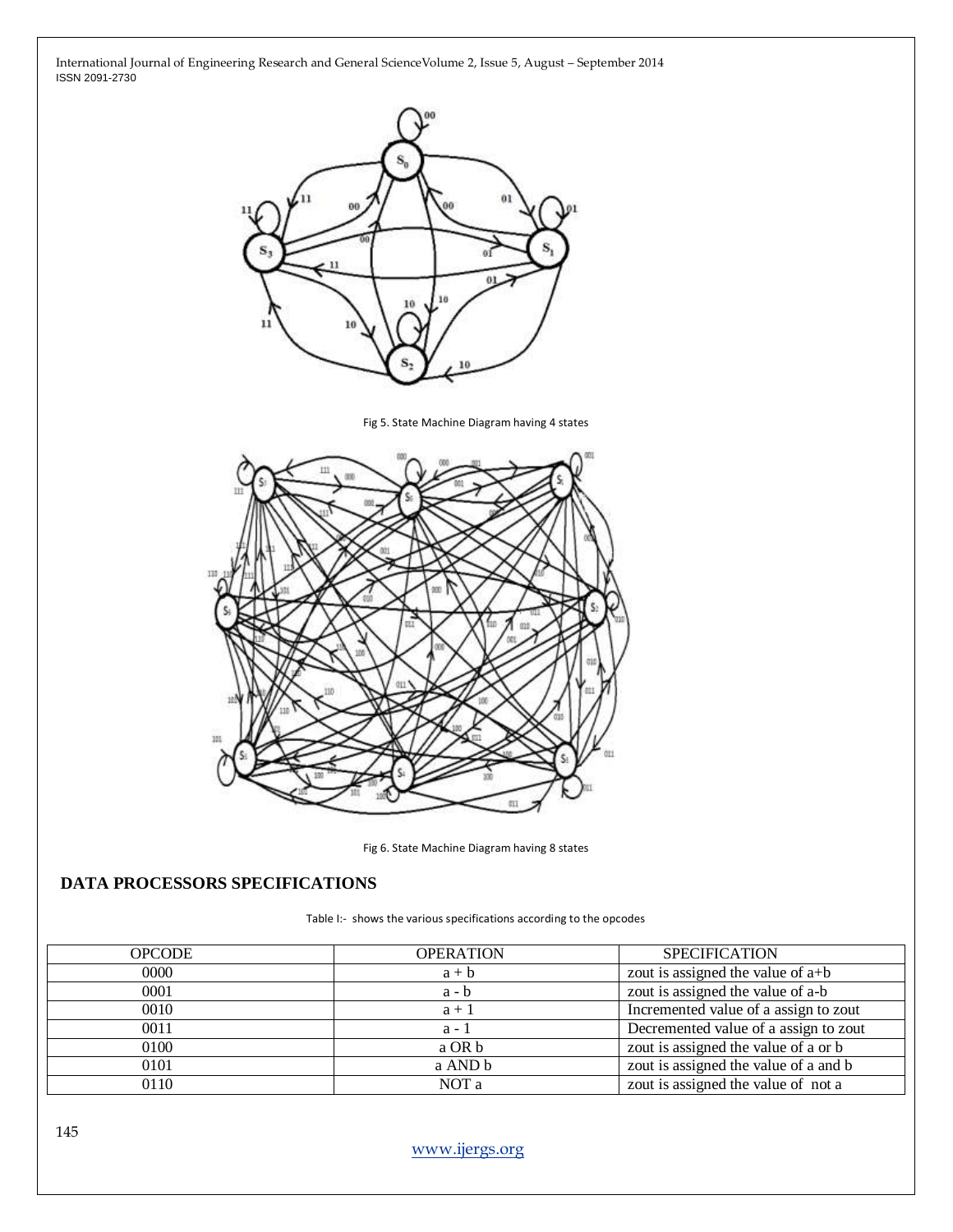Fig 5. State Machine Diagram having 4 states

Fig 6. State Machine Diagram having 8 states

## DATA PROCESSORS SPECIFICATIONS

Table I:- shows the various specifications according to the opcodes

| OPCODE | OPERATION | SPECIFICATION |
|---|---|---|
| 0000 | a + b | zout is assigned the value of a+b |
| 0001 | a - b | zout is assigned the value of a-b |
| 0010 | a + 1 | Incremented value of a assign to zout |
| 0011 | a - 1 | Decremented value of a assign to zout |
| 0100 | a OR b | zout is assigned the value of a or b |
| 0101 | a AND b | zout is assigned the value of a and b |
| 0110 | NOT a | zout is assigned the value of not a |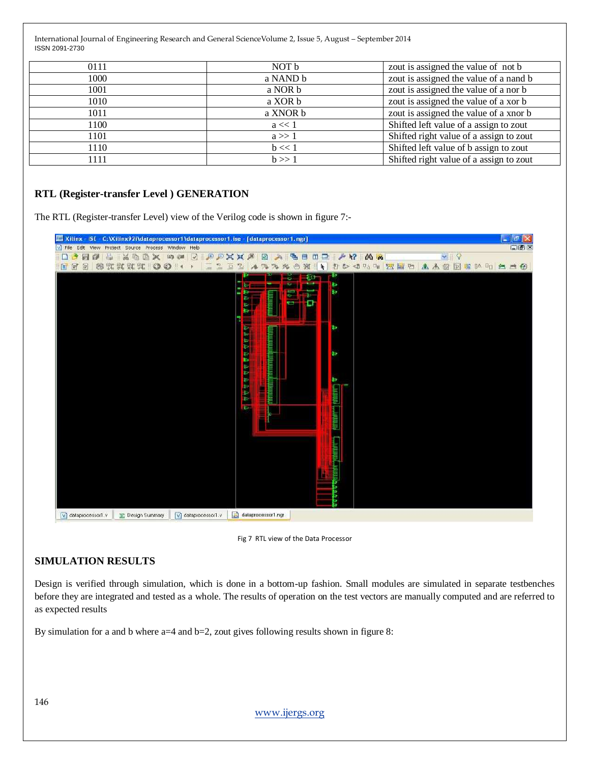| 0111 | NOT b | zout is assigned the value of not b |
| --- | --- | --- |
| 1000 | a NAND b | zout is assigned the value of a nand b |
| 1001 | a NOR b | zout is assigned the value of a nor b |
| 1010 | a XOR b | zout is assigned the value of a xor b |
| 1011 | a XNOR b | zout is assigned the value of a xnor b |
| 1100 | a << 1 | Shifted left value of a assign to zout |
| 1101 | a >> 1 | Shifted right value of a assign to zout |
| 1110 | b << 1 | Shifted left value of b assign to zout |
| 1111 | b >> 1 | Shifted right value of a assign to zout |

## RTL (Register-transfer Level ) GENERATION

The RTL (Register-transfer Level) view of the Verilog code is shown in figure 7:-

Fig 7 RTL view of the Data Processor

## SIMULATION RESULTS

Design is verified through simulation, which is done in a bottom-up fashion. Small modules are simulated in separate testbenches before they are integrated and tested as a whole. The results of operation on the test vectors are manually computed and are referred to as expected results

By simulation for a and b where a=4 and b=2, zout gives following results shown in figure 8: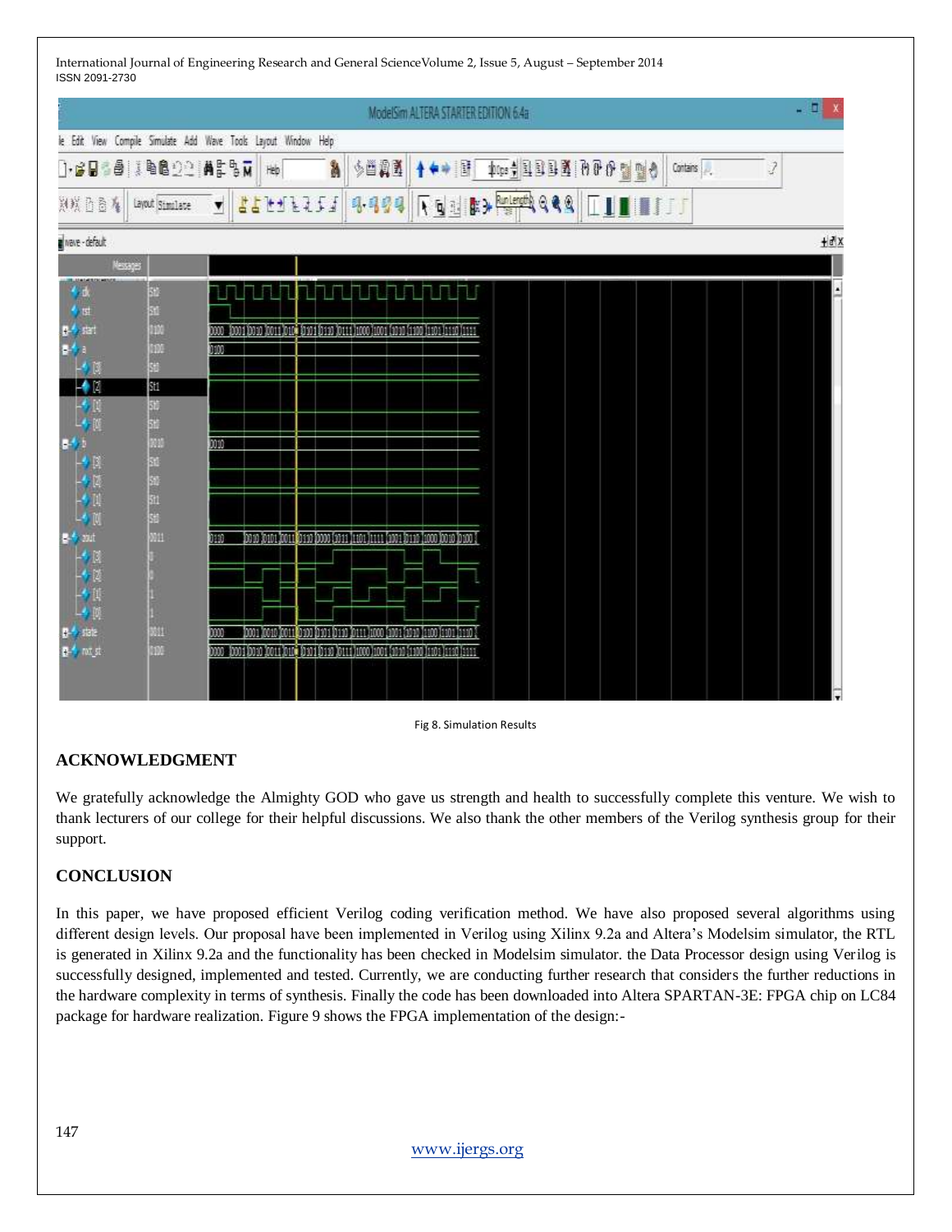Fig 8. Simulation Results

## ACKNOWLEDGMENT

We gratefully acknowledge the Almighty GOD who gave us strength and health to successfully complete this venture. We wish to thank lecturers of our college for their helpful discussions. We also thank the other members of the Verilog synthesis group for their support.

## CONCLUSION

In this paper, we have proposed efficient Verilog coding verification method. We have also proposed several algorithms using different design levels. Our proposal have been implemented in Verilog using Xilinx 9.2a and Altera's Modelsim simulator, the RTL is generated in Xilinx 9.2a and the functionality has been checked in Modelsim simulator. the Data Processor design using Verilog is successfully designed, implemented and tested. Currently, we are conducting further research that considers the further reductions in the hardware complexity in terms of synthesis. Finally the code has been downloaded into Altera SPARTAN-3E: FPGA chip on LC84 package for hardware realization. Figure 9 shows the FPGA implementation of the design:-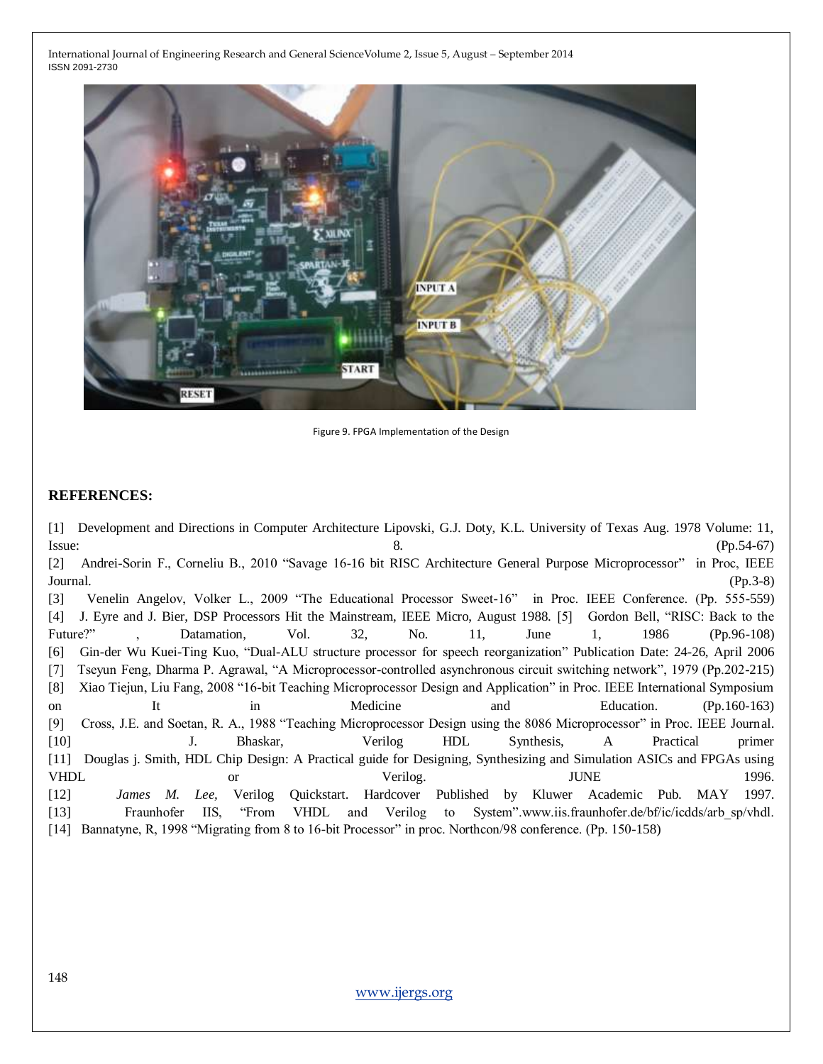Figure 9. FPGA Implementation of the Design

## REFERENCES:

[1] Development and Directions in Computer Architecture Lipovski, G.J. Doty, K.L. University of Texas Aug. 1978 Volume: 11, Issue: 8. (Pp.54-67)

[2] Andrei-Sorin F., Corneliu B., 2010 "Savage 16-16 bit RISC Architecture General Purpose Microprocessor" in Proc, IEEE Journal. (Pp.3-8)

[3] Venelin Angelov, Volker L., 2009 "The Educational Processor Sweet-16" in Proc. IEEE Conference. (Pp. 555-559)

[4] J. Eyre and J. Bier, DSP Processors Hit the Mainstream, IEEE Micro, August 1988.

[5] Gordon Bell, "RISC: Back to the Future?" , Datamation, Vol. 32, No. 11, June 1, 1986 (Pp.96-108)

[6] Gin-der Wu Kuei-Ting Kuo, "Dual-ALU structure processor for speech reorganization" Publication Date: 24-26, April 2006

[7] Tseyun Feng, Dharma P. Agrawal, "A Microprocessor-controlled asynchronous circuit switching network", 1979 (Pp.202-215)

[8] Xiao Tiejun, Liu Fang, 2008 "16-bit Teaching Microprocessor Design and Application" in Proc. IEEE International Symposium on It in Medicine and Education. (Pp.160-163)

[9] Cross, J.E. and Soetan, R. A., 1988 "Teaching Microprocessor Design using the 8086 Microprocessor" in Proc. IEEE Journal.

[10] J. Bhaskar, Verilog HDL Synthesis, A Practical primer

[11] Douglas j. Smith, HDL Chip Design: A Practical guide for Designing, Synthesizing and Simulation ASICs and FPGAs using VHDL or Verilog. JUNE 1996.

[12] *James M. Lee,* Verilog Quickstart. Hardcover Published by Kluwer Academic Pub. MAY 1997.

[13] Fraunhofer IIS, "From VHDL and Verilog to System".www.iis.fraunhofer.de/bf/ic/icdds/arb_sp/vhdl.

[14] Bannatyne, R, 1998 "Migrating from 8 to 16-bit Processor" in proc. Northcon/98 conference. (Pp. 150-158)